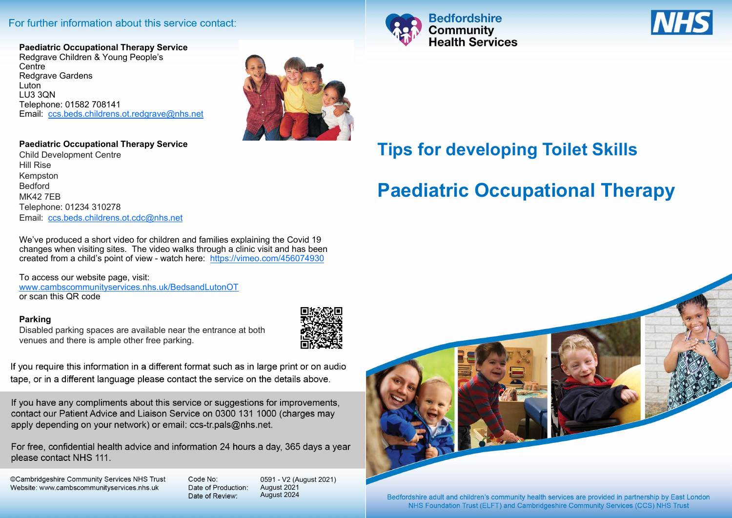For further information about this service contact:

**Paediatric Occupational Therapy Service**
Redgrave Children & Young People's Centre
Redgrave Gardens
Luton
LU3 3QN
Telephone: 01582 708141
Email: ccs.beds.childrens.ot.redgrave@nhs.net

**Paediatric Occupational Therapy Service**
Child Development Centre
Hill Rise
Kempston
Bedford
MK42 7EB
Telephone: 01234 310278
Email: ccs.beds.childrens.ot.cdc@nhs.net

We've produced a short video for children and families explaining the Covid 19 changes when visiting sites. The video walks through a clinic visit and has been created from a child's point of view - watch here: https://vimeo.com/456074930

To access our website page, visit:
www.cambscommunityservices.nhs.uk/BedsandLutonOT
or scan this QR code

**Parking**

Disabled parking spaces are available near the entrance at both venues and there is ample other free parking.

If you require this information in a different format such as in large print or on audio tape, or in a different language please contact the service on the details above.

If you have any compliments about this service or suggestions for improvements, contact our Patient Advice and Liaison Service on 0300 131 1000 (charges may apply depending on your network) or email: ccs-tr.pals@nhs.net.

For free, confidential health advice and information 24 hours a day, 365 days a year please contact NHS 111.

©Cambridgeshire Community Services NHS Trust
Website: www.cambscommunityservices.nhs.uk

Code No: 0591 - V2 (August 2021)
Date of Production: August 2021
Date of Review: August 2024

Bedfordshire Community Health Services

NHS

# Tips for developing Toilet Skills

# Paediatric Occupational Therapy

Bedfordshire adult and children's community health services are provided in partnership by East London NHS Foundation Trust (ELFT) and Cambridgeshire Community Services (CCS) NHS Trust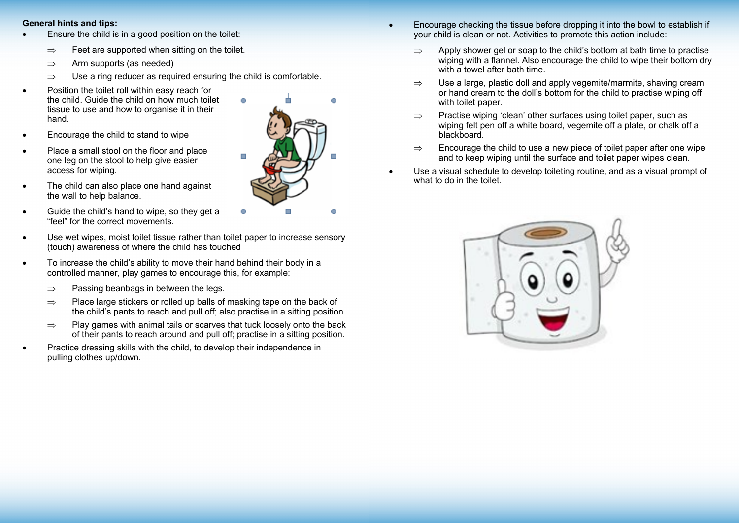**General hints and tips:**

- Ensure the child is in a good position on the toilet:
  - ⇒ Feet are supported when sitting on the toilet.
  - ⇒ Arm supports (as needed)
  - ⇒ Use a ring reducer as required ensuring the child is comfortable.
- Position the toilet roll within easy reach for the child. Guide the child on how much toilet tissue to use and how to organise it in their hand.
- Encourage the child to stand to wipe
- Place a small stool on the floor and place one leg on the stool to help give easier access for wiping.
- The child can also place one hand against the wall to help balance.
- Guide the child's hand to wipe, so they get a "feel" for the correct movements.
- Use wet wipes, moist toilet tissue rather than toilet paper to increase sensory (touch) awareness of where the child has touched
- To increase the child's ability to move their hand behind their body in a controlled manner, play games to encourage this, for example:
  - ⇒ Passing beanbags in between the legs.
  - ⇒ Place large stickers or rolled up balls of masking tape on the back of the child's pants to reach and pull off; also practise in a sitting position.
  - ⇒ Play games with animal tails or scarves that tuck loosely onto the back of their pants to reach around and pull off; practise in a sitting position.
- Practice dressing skills with the child, to develop their independence in pulling clothes up/down.
- Encourage checking the tissue before dropping it into the bowl to establish if your child is clean or not. Activities to promote this action include:
  - ⇒ Apply shower gel or soap to the child's bottom at bath time to practise wiping with a flannel. Also encourage the child to wipe their bottom dry with a towel after bath time.
  - ⇒ Use a large, plastic doll and apply vegemite/marmite, shaving cream or hand cream to the doll's bottom for the child to practise wiping off with toilet paper.
  - ⇒ Practise wiping 'clean' other surfaces using toilet paper, such as wiping felt pen off a white board, vegemite off a plate, or chalk off a blackboard.
  - ⇒ Encourage the child to use a new piece of toilet paper after one wipe and to keep wiping until the surface and toilet paper wipes clean.
- Use a visual schedule to develop toileting routine, and as a visual prompt of what to do in the toilet.